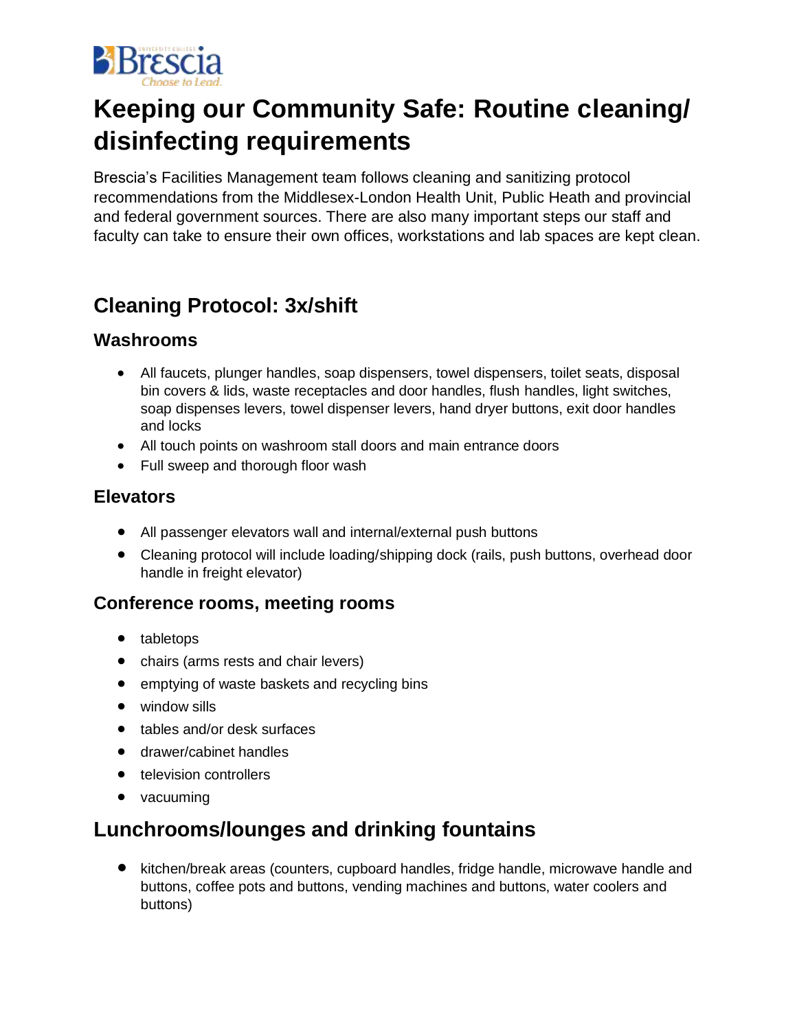# Keeping our Community Safe: Routine cleaning/ disinfecting requirements

Brescia's Facilities Management team follows cleaning and sanitizing protocol recommendations from the Middlesex-London Health Unit, Public Heath and provincial and federal government sources. There are also many important steps our staff and faculty can take to ensure their own offices, workstations and lab spaces are kept clean.

## Cleaning Protocol: 3x/shift

### Washrooms

- All faucets, plunger handles, soap dispensers, towel dispensers, toilet seats, disposal bin covers & lids, waste receptacles and door handles, flush handles, light switches, soap dispenses levers, towel dispenser levers, hand dryer buttons, exit door handles and locks
- All touch points on washroom stall doors and main entrance doors
- Full sweep and thorough floor wash

### Elevators

- All passenger elevators wall and internal/external push buttons
- Cleaning protocol will include loading/shipping dock (rails, push buttons, overhead door handle in freight elevator)

### Conference rooms, meeting rooms

- tabletops
- chairs (arms rests and chair levers)
- emptying of waste baskets and recycling bins
- window sills
- tables and/or desk surfaces
- drawer/cabinet handles
- television controllers
- vacuuming

## Lunchrooms/lounges and drinking fountains

- kitchen/break areas (counters, cupboard handles, fridge handle, microwave handle and buttons, coffee pots and buttons, vending machines and buttons, water coolers and buttons)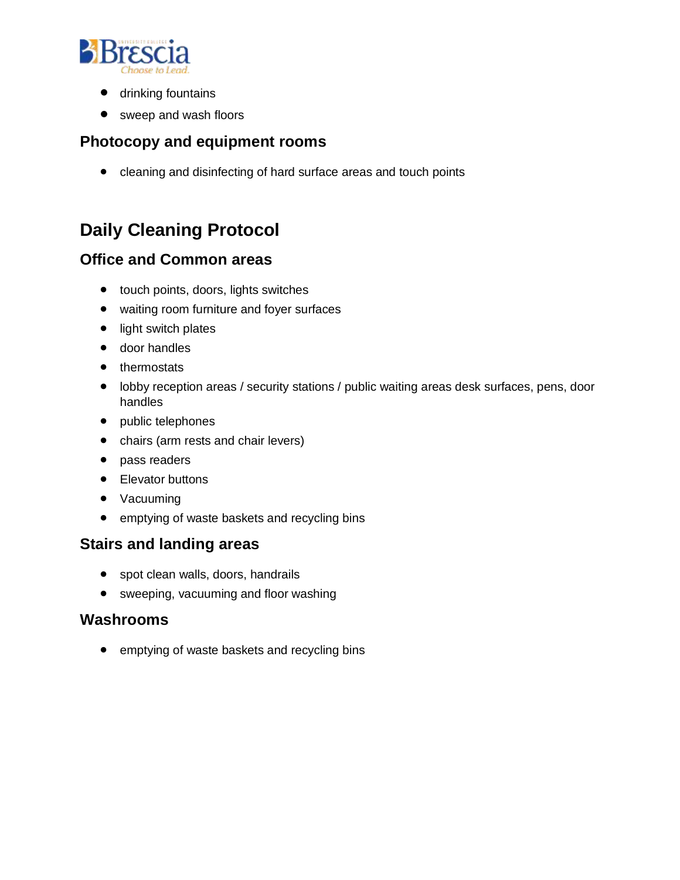- drinking fountains
- sweep and wash floors

### Photocopy and equipment rooms

- cleaning and disinfecting of hard surface areas and touch points

## Daily Cleaning Protocol

### Office and Common areas

- touch points, doors, lights switches
- waiting room furniture and foyer surfaces
- light switch plates
- door handles
- thermostats
- lobby reception areas / security stations / public waiting areas desk surfaces, pens, door handles
- public telephones
- chairs (arm rests and chair levers)
- pass readers
- Elevator buttons
- Vacuuming
- emptying of waste baskets and recycling bins

### Stairs and landing areas

- spot clean walls, doors, handrails
- sweeping, vacuuming and floor washing

### Washrooms

- emptying of waste baskets and recycling bins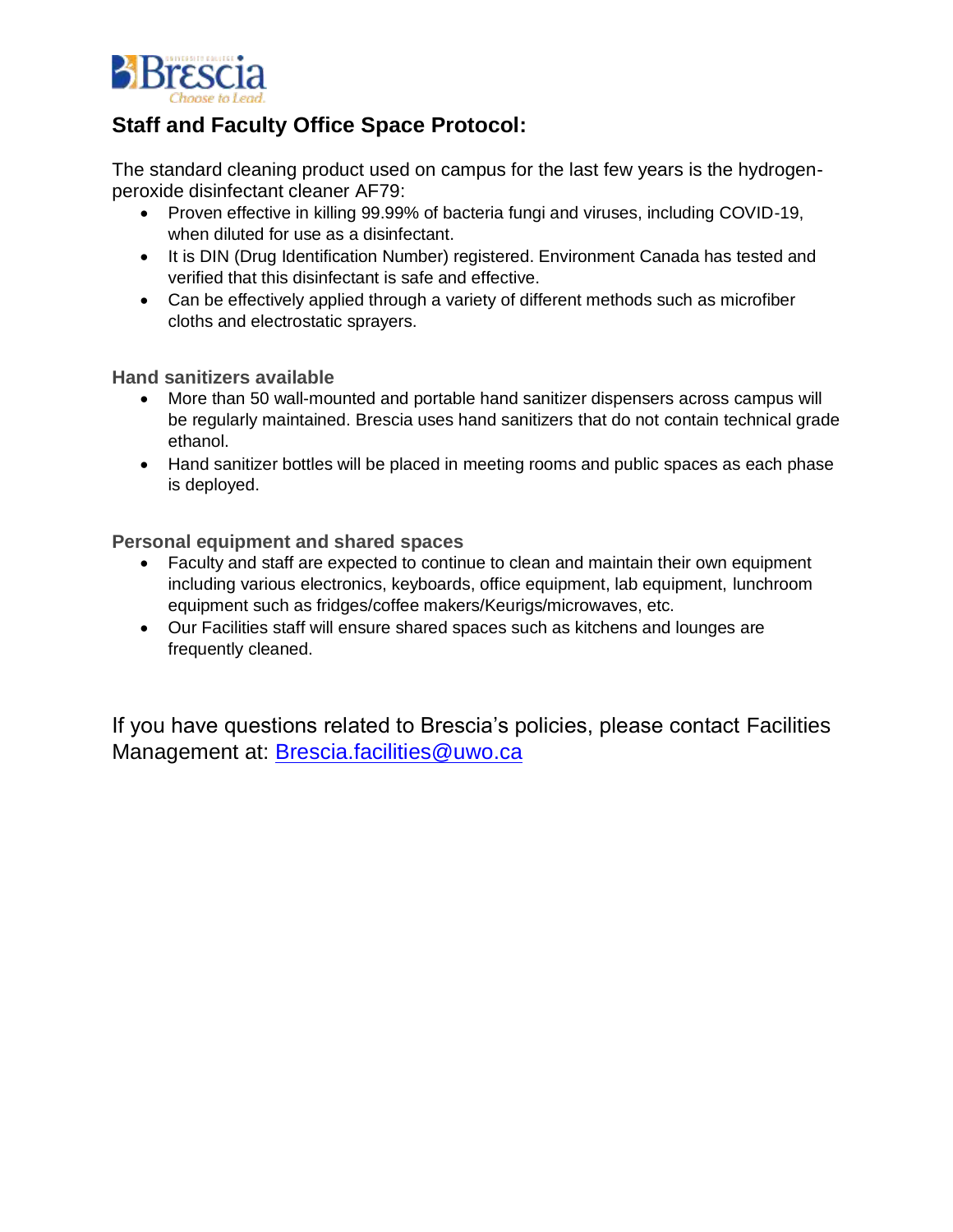## Staff and Faculty Office Space Protocol:

The standard cleaning product used on campus for the last few years is the hydrogen-peroxide disinfectant cleaner AF79:

- Proven effective in killing 99.99% of bacteria fungi and viruses, including COVID-19, when diluted for use as a disinfectant.
- It is DIN (Drug Identification Number) registered. Environment Canada has tested and verified that this disinfectant is safe and effective.
- Can be effectively applied through a variety of different methods such as microfiber cloths and electrostatic sprayers.

### Hand sanitizers available

- More than 50 wall-mounted and portable hand sanitizer dispensers across campus will be regularly maintained. Brescia uses hand sanitizers that do not contain technical grade ethanol.
- Hand sanitizer bottles will be placed in meeting rooms and public spaces as each phase is deployed.

### Personal equipment and shared spaces

- Faculty and staff are expected to continue to clean and maintain their own equipment including various electronics, keyboards, office equipment, lab equipment, lunchroom equipment such as fridges/coffee makers/Keurigs/microwaves, etc.
- Our Facilities staff will ensure shared spaces such as kitchens and lounges are frequently cleaned.

If you have questions related to Brescia's policies, please contact Facilities Management at: [Brescia.facilities@uwo.ca](mailto:Brescia.facilities@uwo.ca)